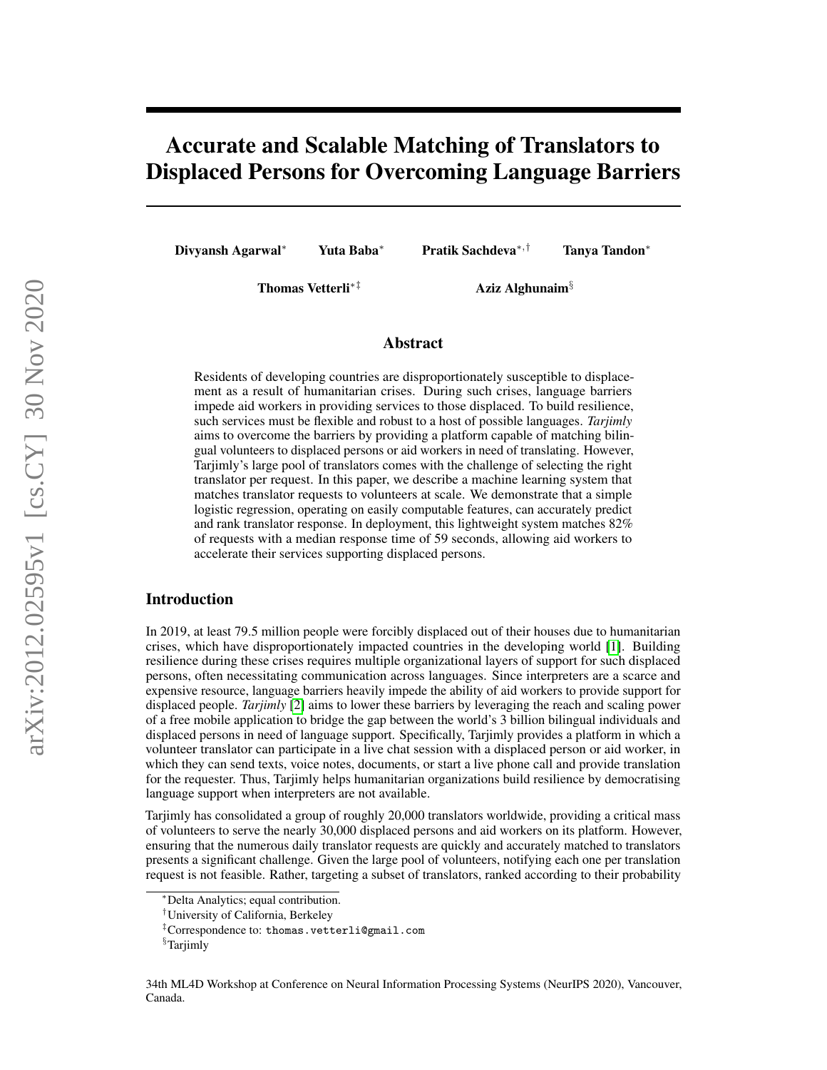# Accurate and Scalable Matching of Translators to Displaced Persons for Overcoming Language Barriers

**Divyansh Agarwal**[*] **Yuta Baba**[*] **Pratik Sachdeva**[*,†] **Tanya Tandon**[*]

**Thomas Vetterli**[*‡] **Aziz Alghunaim**[§]

## Abstract

Residents of developing countries are disproportionately susceptible to displacement as a result of humanitarian crises. During such crises, language barriers impede aid workers in providing services to those displaced. To build resilience, such services must be flexible and robust to a host of possible languages. *Tarjimly* aims to overcome the barriers by providing a platform capable of matching bilingual volunteers to displaced persons or aid workers in need of translating. However, Tarjimly's large pool of translators comes with the challenge of selecting the right translator per request. In this paper, we describe a machine learning system that matches translator requests to volunteers at scale. We demonstrate that a simple logistic regression, operating on easily computable features, can accurately predict and rank translator response. In deployment, this lightweight system matches 82% of requests with a median response time of 59 seconds, allowing aid workers to accelerate their services supporting displaced persons.

## Introduction

In 2019, at least 79.5 million people were forcibly displaced out of their houses due to humanitarian crises, which have disproportionately impacted countries in the developing world [1]. Building resilience during these crises requires multiple organizational layers of support for such displaced persons, often necessitating communication across languages. Since interpreters are a scarce and expensive resource, language barriers heavily impede the ability of aid workers to provide support for displaced people. *Tarjimly* [2] aims to lower these barriers by leveraging the reach and scaling power of a free mobile application to bridge the gap between the world's 3 billion bilingual individuals and displaced persons in need of language support. Specifically, Tarjimly provides a platform in which a volunteer translator can participate in a live chat session with a displaced person or aid worker, in which they can send texts, voice notes, documents, or start a live phone call and provide translation for the requester. Thus, Tarjimly helps humanitarian organizations build resilience by democratising language support when interpreters are not available.

Tarjimly has consolidated a group of roughly 20,000 translators worldwide, providing a critical mass of volunteers to serve the nearly 30,000 displaced persons and aid workers on its platform. However, ensuring that the numerous daily translator requests are quickly and accurately matched to translators presents a significant challenge. Given the large pool of volunteers, notifying each one per translation request is not feasible. Rather, targeting a subset of translators, ranked according to their probability

[*] Delta Analytics; equal contribution.

[†] University of California, Berkeley

[‡] Correspondence to: thomas.vetterli@gmail.com

[§] Tarjimly

34th ML4D Workshop at Conference on Neural Information Processing Systems (NeurIPS 2020), Vancouver, Canada.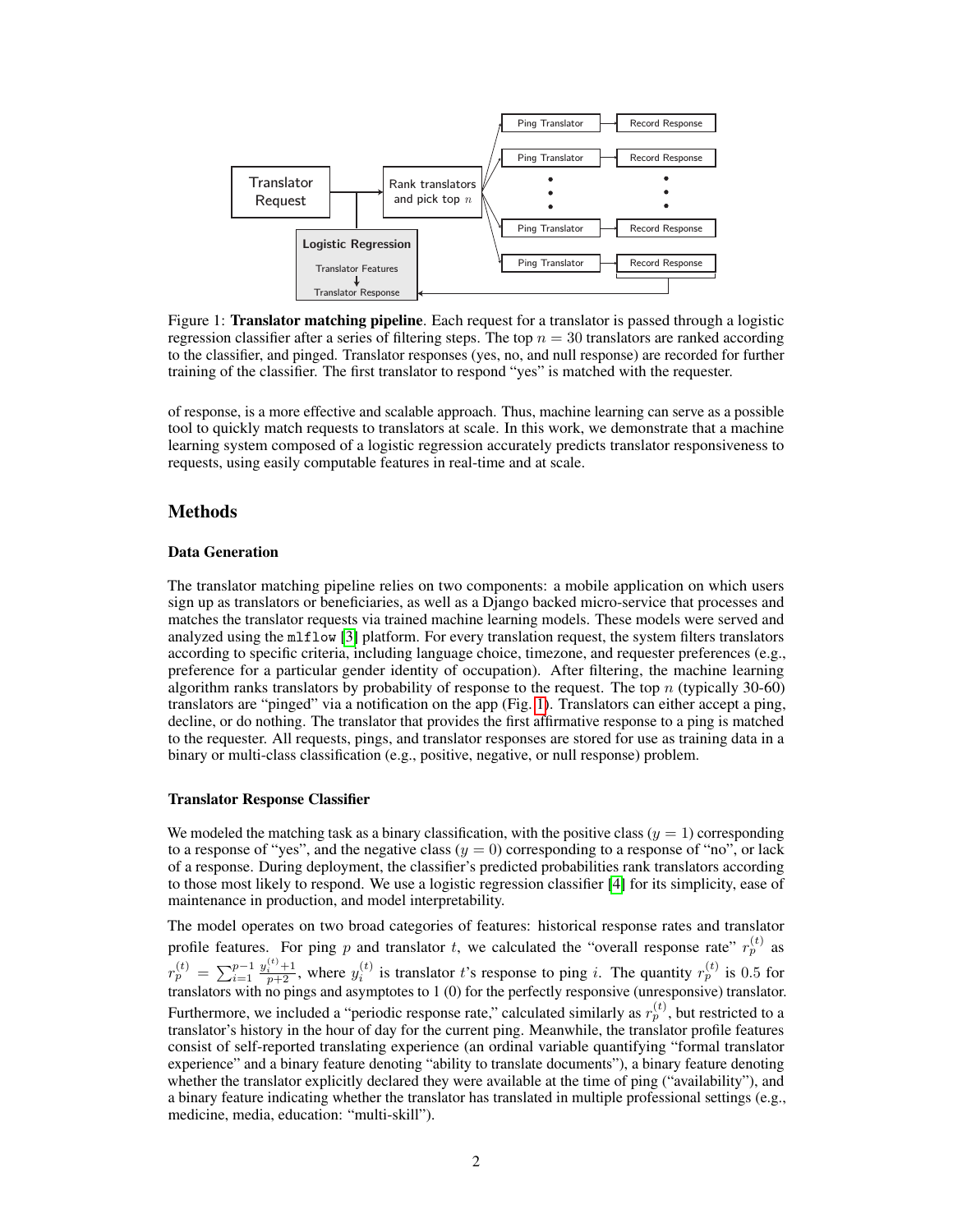Figure 1: **Translator matching pipeline**. Each request for a translator is passed through a logistic regression classifier after a series of filtering steps. The top $n = 30$ translators are ranked according to the classifier, and pinged. Translator responses (yes, no, and null response) are recorded for further training of the classifier. The first translator to respond "yes" is matched with the requester.

of response, is a more effective and scalable approach. Thus, machine learning can serve as a possible tool to quickly match requests to translators at scale. In this work, we demonstrate that a machine learning system composed of a logistic regression accurately predicts translator responsiveness to requests, using easily computable features in real-time and at scale.

## Methods

### Data Generation

The translator matching pipeline relies on two components: a mobile application on which users sign up as translators or beneficiaries, as well as a Django backed micro-service that processes and matches the translator requests via trained machine learning models. These models were served and analyzed using the `mlflow` [3] platform. For every translation request, the system filters translators according to specific criteria, including language choice, timezone, and requester preferences (e.g., preference for a particular gender identity of occupation). After filtering, the machine learning algorithm ranks translators by probability of response to the request. The top $n$ (typically 30-60) translators are "pinged" via a notification on the app (Fig. 1). Translators can either accept a ping, decline, or do nothing. The translator that provides the first affirmative response to a ping is matched to the requester. All requests, pings, and translator responses are stored for use as training data in a binary or multi-class classification (e.g., positive, negative, or null response) problem.

### Translator Response Classifier

We modeled the matching task as a binary classification, with the positive class ($y = 1$) corresponding to a response of "yes", and the negative class ($y = 0$) corresponding to a response of "no", or lack of a response. During deployment, the classifier's predicted probabilities rank translators according to those most likely to respond. We use a logistic regression classifier [4] for its simplicity, ease of maintenance in production, and model interpretability.

The model operates on two broad categories of features: historical response rates and translator profile features. For ping $p$ and translator $t$, we calculated the "overall response rate" $r_p^{(t)}$ as $r_p^{(t)} = \sum_{i=1}^{p-1} \frac{y_i^{(t)}+1}{p+2}$, where $y_i^{(t)}$ is translator $t$'s response to ping $i$. The quantity $r_p^{(t)}$ is 0.5 for translators with no pings and asymptotes to 1 (0) for the perfectly responsive (unresponsive) translator. Furthermore, we included a "periodic response rate," calculated similarly as $r_p^{(t)}$, but restricted to a translator's history in the hour of day for the current ping. Meanwhile, the translator profile features consist of self-reported translating experience (an ordinal variable quantifying "formal translator experience" and a binary feature denoting "ability to translate documents"), a binary feature denoting whether the translator explicitly declared they were available at the time of ping ("availability"), and a binary feature indicating whether the translator has translated in multiple professional settings (e.g., medicine, media, education: "multi-skill").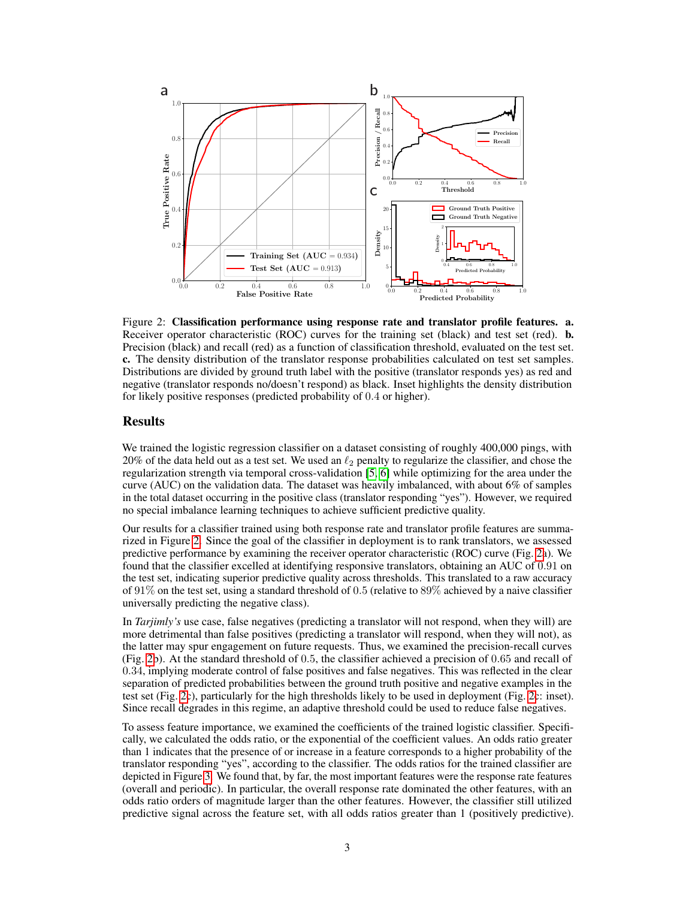Figure 2: **Classification performance using response rate and translator profile features. a.** Receiver operator characteristic (ROC) curves for the training set (black) and test set (red). **b.** Precision (black) and recall (red) as a function of classification threshold, evaluated on the test set. **c.** The density distribution of the translator response probabilities calculated on test set samples. Distributions are divided by ground truth label with the positive (translator responds yes) as red and negative (translator responds no/doesn't respond) as black. Inset highlights the density distribution for likely positive responses (predicted probability of $0.4$ or higher).

## Results

We trained the logistic regression classifier on a dataset consisting of roughly 400,000 pings, with 20% of the data held out as a test set. We used an $\ell_2$ penalty to regularize the classifier, and chose the regularization strength via temporal cross-validation [5, 6] while optimizing for the area under the curve (AUC) on the validation data. The dataset was heavily imbalanced, with about 6% of samples in the total dataset occurring in the positive class (translator responding "yes"). However, we required no special imbalance learning techniques to achieve sufficient predictive quality.

Our results for a classifier trained using both response rate and translator profile features are summarized in Figure 2. Since the goal of the classifier in deployment is to rank translators, we assessed predictive performance by examining the receiver operator characteristic (ROC) curve (Fig. 2a). We found that the classifier excelled at identifying responsive translators, obtaining an AUC of $0.91$ on the test set, indicating superior predictive quality across thresholds. This translated to a raw accuracy of $91\%$ on the test set, using a standard threshold of $0.5$ (relative to $89\%$ achieved by a naive classifier universally predicting the negative class).

In *Tarjimly's* use case, false negatives (predicting a translator will not respond, when they will) are more detrimental than false positives (predicting a translator will respond, when they will not), as the latter may spur engagement on future requests. Thus, we examined the precision-recall curves (Fig. 2b). At the standard threshold of $0.5$, the classifier achieved a precision of $0.65$ and recall of $0.34$, implying moderate control of false positives and false negatives. This was reflected in the clear separation of predicted probabilities between the ground truth positive and negative examples in the test set (Fig. 2c), particularly for the high thresholds likely to be used in deployment (Fig. 2c: inset). Since recall degrades in this regime, an adaptive threshold could be used to reduce false negatives.

To assess feature importance, we examined the coefficients of the trained logistic classifier. Specifically, we calculated the odds ratio, or the exponential of the coefficient values. An odds ratio greater than 1 indicates that the presence of or increase in a feature corresponds to a higher probability of the translator responding "yes", according to the classifier. The odds ratios for the trained classifier are depicted in Figure 3. We found that, by far, the most important features were the response rate features (overall and periodic). In particular, the overall response rate dominated the other features, with an odds ratio orders of magnitude larger than the other features. However, the classifier still utilized predictive signal across the feature set, with all odds ratios greater than 1 (positively predictive).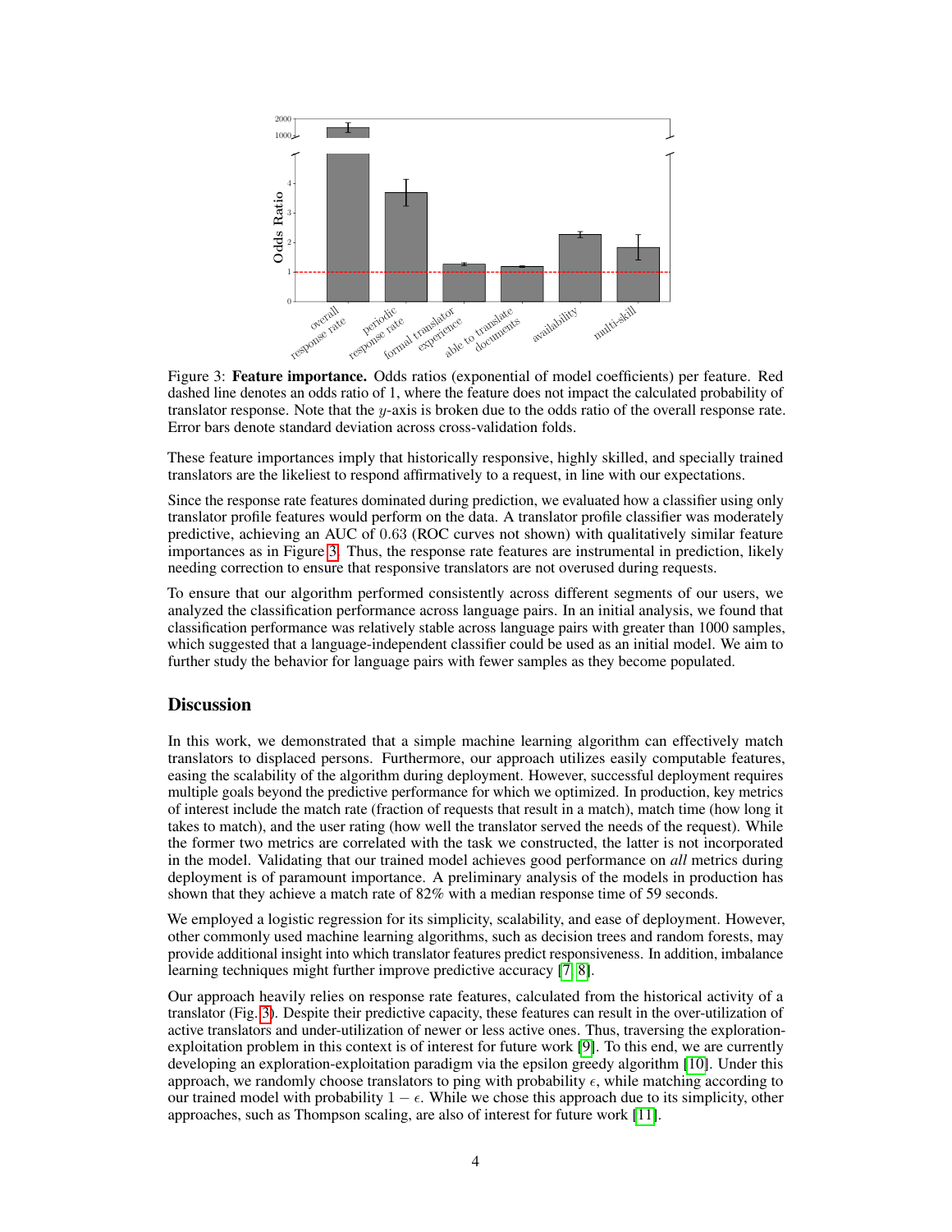Figure 3: **Feature importance.** Odds ratios (exponential of model coefficients) per feature. Red dashed line denotes an odds ratio of 1, where the feature does not impact the calculated probability of translator response. Note that the $y$-axis is broken due to the odds ratio of the overall response rate. Error bars denote standard deviation across cross-validation folds.

These feature importances imply that historically responsive, highly skilled, and specially trained translators are the likeliest to respond affirmatively to a request, in line with our expectations.

Since the response rate features dominated during prediction, we evaluated how a classifier using only translator profile features would perform on the data. A translator profile classifier was moderately predictive, achieving an AUC of $0.63$ (ROC curves not shown) with qualitatively similar feature importances as in Figure 3. Thus, the response rate features are instrumental in prediction, likely needing correction to ensure that responsive translators are not overused during requests.

To ensure that our algorithm performed consistently across different segments of our users, we analyzed the classification performance across language pairs. In an initial analysis, we found that classification performance was relatively stable across language pairs with greater than 1000 samples, which suggested that a language-independent classifier could be used as an initial model. We aim to further study the behavior for language pairs with fewer samples as they become populated.

## Discussion

In this work, we demonstrated that a simple machine learning algorithm can effectively match translators to displaced persons. Furthermore, our approach utilizes easily computable features, easing the scalability of the algorithm during deployment. However, successful deployment requires multiple goals beyond the predictive performance for which we optimized. In production, key metrics of interest include the match rate (fraction of requests that result in a match), match time (how long it takes to match), and the user rating (how well the translator served the needs of the request). While the former two metrics are correlated with the task we constructed, the latter is not incorporated in the model. Validating that our trained model achieves good performance on *all* metrics during deployment is of paramount importance. A preliminary analysis of the models in production has shown that they achieve a match rate of 82% with a median response time of 59 seconds.

We employed a logistic regression for its simplicity, scalability, and ease of deployment. However, other commonly used machine learning algorithms, such as decision trees and random forests, may provide additional insight into which translator features predict responsiveness. In addition, imbalance learning techniques might further improve predictive accuracy [7, 8].

Our approach heavily relies on response rate features, calculated from the historical activity of a translator (Fig. 3). Despite their predictive capacity, these features can result in the over-utilization of active translators and under-utilization of newer or less active ones. Thus, traversing the exploration-exploitation problem in this context is of interest for future work [9]. To this end, we are currently developing an exploration-exploitation paradigm via the epsilon greedy algorithm [10]. Under this approach, we randomly choose translators to ping with probability $\epsilon$, while matching according to our trained model with probability $1 - \epsilon$. While we chose this approach due to its simplicity, other approaches, such as Thompson scaling, are also of interest for future work [11].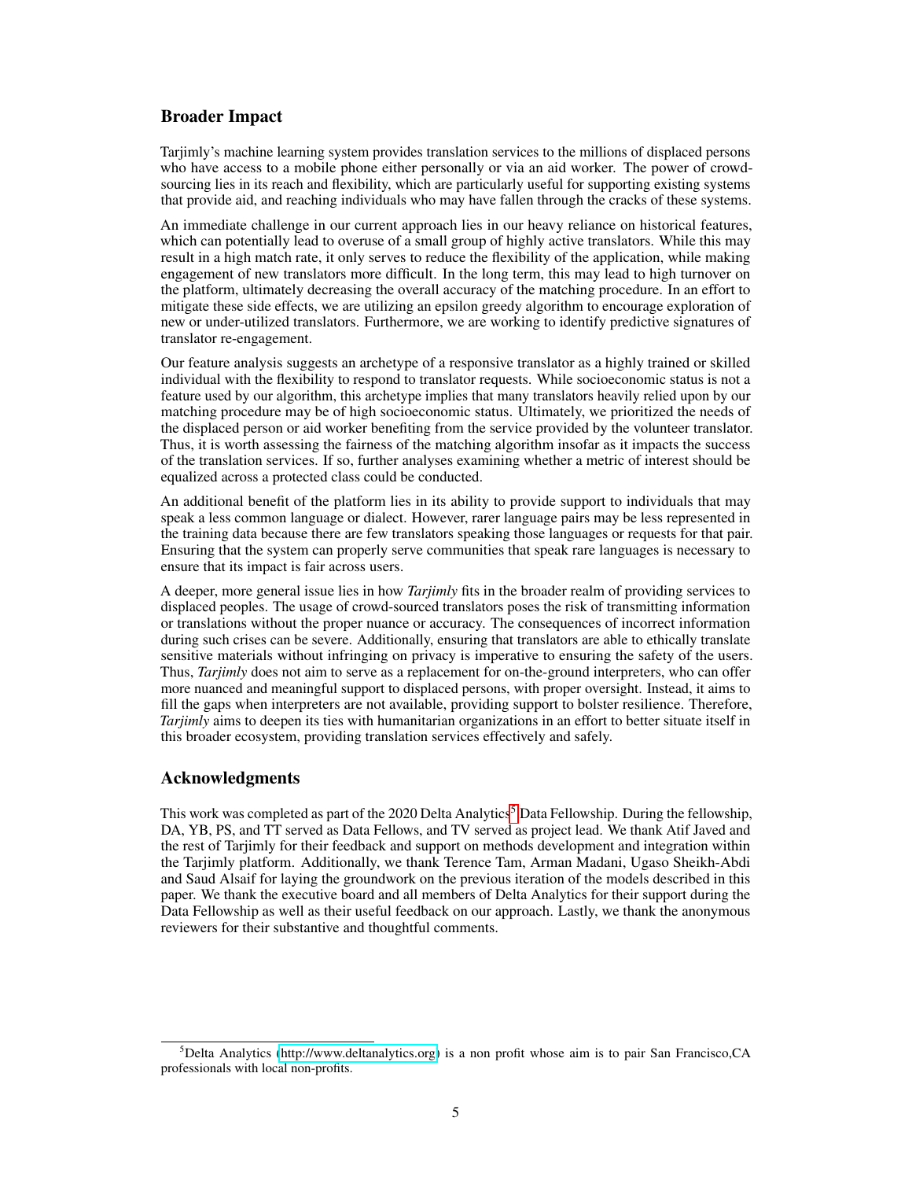## Broader Impact

Tarjimly's machine learning system provides translation services to the millions of displaced persons who have access to a mobile phone either personally or via an aid worker. The power of crowd-sourcing lies in its reach and flexibility, which are particularly useful for supporting existing systems that provide aid, and reaching individuals who may have fallen through the cracks of these systems.

An immediate challenge in our current approach lies in our heavy reliance on historical features, which can potentially lead to overuse of a small group of highly active translators. While this may result in a high match rate, it only serves to reduce the flexibility of the application, while making engagement of new translators more difficult. In the long term, this may lead to high turnover on the platform, ultimately decreasing the overall accuracy of the matching procedure. In an effort to mitigate these side effects, we are utilizing an epsilon greedy algorithm to encourage exploration of new or under-utilized translators. Furthermore, we are working to identify predictive signatures of translator re-engagement.

Our feature analysis suggests an archetype of a responsive translator as a highly trained or skilled individual with the flexibility to respond to translator requests. While socioeconomic status is not a feature used by our algorithm, this archetype implies that many translators heavily relied upon by our matching procedure may be of high socioeconomic status. Ultimately, we prioritized the needs of the displaced person or aid worker benefiting from the service provided by the volunteer translator. Thus, it is worth assessing the fairness of the matching algorithm insofar as it impacts the success of the translation services. If so, further analyses examining whether a metric of interest should be equalized across a protected class could be conducted.

An additional benefit of the platform lies in its ability to provide support to individuals that may speak a less common language or dialect. However, rarer language pairs may be less represented in the training data because there are few translators speaking those languages or requests for that pair. Ensuring that the system can properly serve communities that speak rare languages is necessary to ensure that its impact is fair across users.

A deeper, more general issue lies in how *Tarjimly* fits in the broader realm of providing services to displaced peoples. The usage of crowd-sourced translators poses the risk of transmitting information or translations without the proper nuance or accuracy. The consequences of incorrect information during such crises can be severe. Additionally, ensuring that translators are able to ethically translate sensitive materials without infringing on privacy is imperative to ensuring the safety of the users. Thus, *Tarjimly* does not aim to serve as a replacement for on-the-ground interpreters, who can offer more nuanced and meaningful support to displaced persons, with proper oversight. Instead, it aims to fill the gaps when interpreters are not available, providing support to bolster resilience. Therefore, *Tarjimly* aims to deepen its ties with humanitarian organizations in an effort to better situate itself in this broader ecosystem, providing translation services effectively and safely.

## Acknowledgments

This work was completed as part of the 2020 Delta Analytics[5] Data Fellowship. During the fellowship, DA, YB, PS, and TT served as Data Fellows, and TV served as project lead. We thank Atif Javed and the rest of Tarjimly for their feedback and support on methods development and integration within the Tarjimly platform. Additionally, we thank Terence Tam, Arman Madani, Ugaso Sheikh-Abdi and Saud Alsaif for laying the groundwork on the previous iteration of the models described in this paper. We thank the executive board and all members of Delta Analytics for their support during the Data Fellowship as well as their useful feedback on our approach. Lastly, we thank the anonymous reviewers for their substantive and thoughtful comments.

[5] Delta Analytics (http://www.deltanalytics.org) is a non profit whose aim is to pair San Francisco,CA professionals with local non-profits.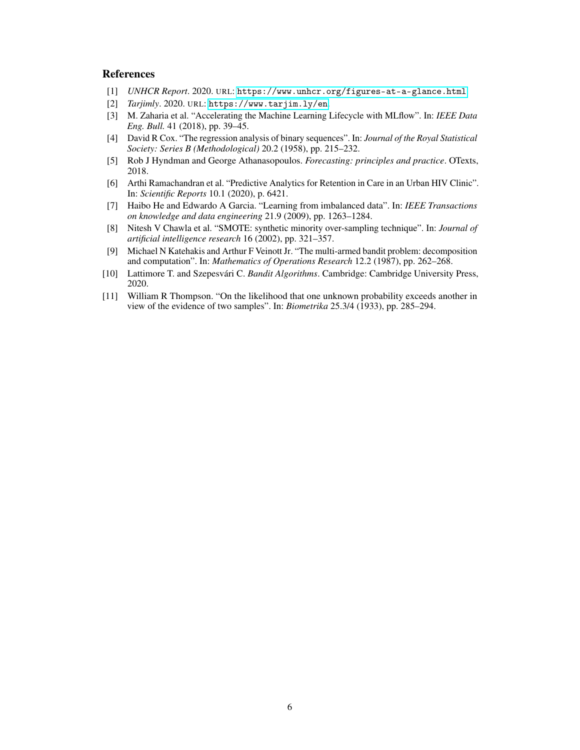## References

[1] *UNHCR Report*. 2020. URL: https://www.unhcr.org/figures-at-a-glance.html.

[2] *Tarjimly*. 2020. URL: https://www.tarjim.ly/en.

[3] M. Zaharia et al. "Accelerating the Machine Learning Lifecycle with MLflow". In: *IEEE Data Eng. Bull.* 41 (2018), pp. 39–45.

[4] David R Cox. "The regression analysis of binary sequences". In: *Journal of the Royal Statistical Society: Series B (Methodological)* 20.2 (1958), pp. 215–232.

[5] Rob J Hyndman and George Athanasopoulos. *Forecasting: principles and practice*. OTexts, 2018.

[6] Arthi Ramachandran et al. "Predictive Analytics for Retention in Care in an Urban HIV Clinic". In: *Scientific Reports* 10.1 (2020), p. 6421.

[7] Haibo He and Edwardo A Garcia. "Learning from imbalanced data". In: *IEEE Transactions on knowledge and data engineering* 21.9 (2009), pp. 1263–1284.

[8] Nitesh V Chawla et al. "SMOTE: synthetic minority over-sampling technique". In: *Journal of artificial intelligence research* 16 (2002), pp. 321–357.

[9] Michael N Katehakis and Arthur F Veinott Jr. "The multi-armed bandit problem: decomposition and computation". In: *Mathematics of Operations Research* 12.2 (1987), pp. 262–268.

[10] Lattimore T. and Szepesvári C. *Bandit Algorithms*. Cambridge: Cambridge University Press, 2020.

[11] William R Thompson. "On the likelihood that one unknown probability exceeds another in view of the evidence of two samples". In: *Biometrika* 25.3/4 (1933), pp. 285–294.